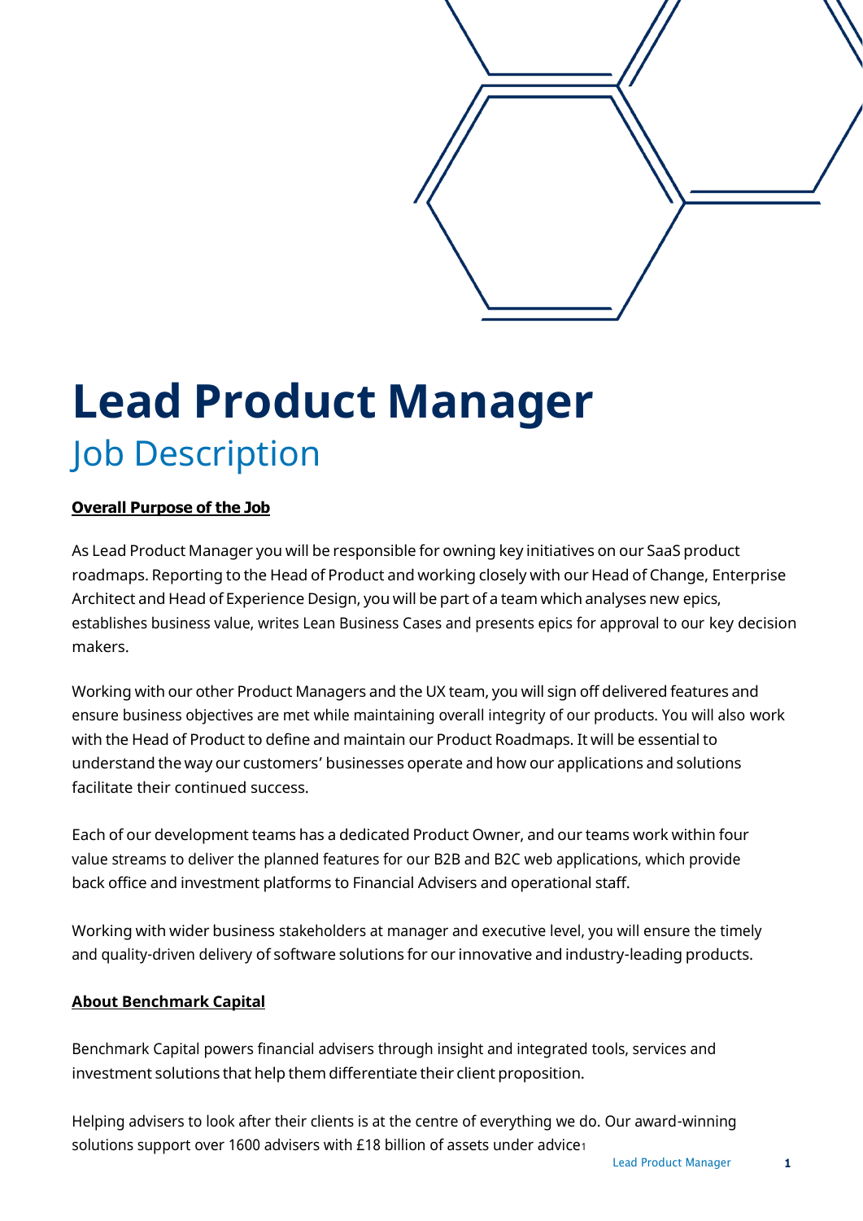# Lead Product Manager

## Job Description

**Overall Purpose of the Job**

As Lead Product Manager you will be responsible for owning key initiatives on our SaaS product roadmaps. Reporting to the Head of Product and working closely with our Head of Change, Enterprise Architect and Head of Experience Design, you will be part of a team which analyses new epics, establishes business value, writes Lean Business Cases and presents epics for approval to our key decision makers.

Working with our other Product Managers and the UX team, you will sign off delivered features and ensure business objectives are met while maintaining overall integrity of our products. You will also work with the Head of Product to define and maintain our Product Roadmaps. It will be essential to understand the way our customers' businesses operate and how our applications and solutions facilitate their continued success.

Each of our development teams has a dedicated Product Owner, and our teams work within four value streams to deliver the planned features for our B2B and B2C web applications, which provide back office and investment platforms to Financial Advisers and operational staff.

Working with wider business stakeholders at manager and executive level, you will ensure the timely and quality-driven delivery of software solutions for our innovative and industry-leading products.

**About Benchmark Capital**

Benchmark Capital powers financial advisers through insight and integrated tools, services and investment solutions that help them differentiate their client proposition.

Helping advisers to look after their clients is at the centre of everything we do. Our award-winning solutions support over 1600 advisers with £18 billion of assets under advice[1]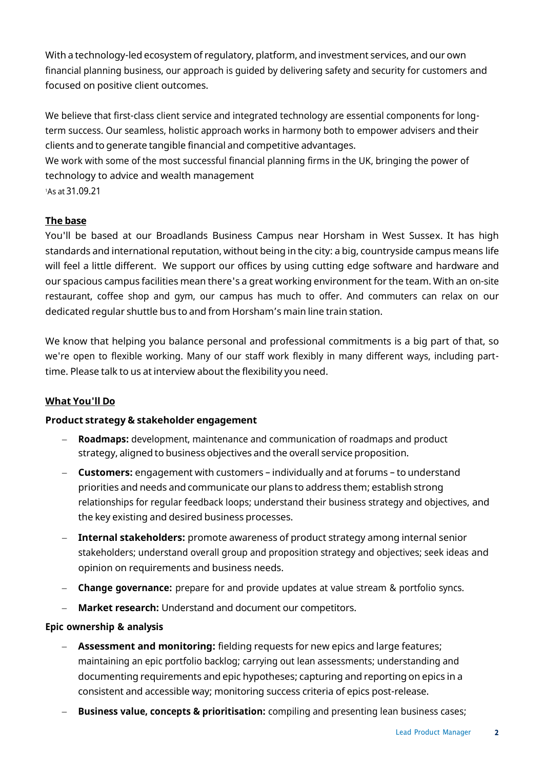With a technology-led ecosystem of regulatory, platform, and investment services, and our own financial planning business, our approach is guided by delivering safety and security for customers and focused on positive client outcomes.

We believe that first-class client service and integrated technology are essential components for long-term success. Our seamless, holistic approach works in harmony both to empower advisers and their clients and to generate tangible financial and competitive advantages.
We work with some of the most successful financial planning firms in the UK, bringing the power of technology to advice and wealth management
[1]As at 31.09.21

**The base**

You'll be based at our Broadlands Business Campus near Horsham in West Sussex. It has high standards and international reputation, without being in the city: a big, countryside campus means life will feel a little different. We support our offices by using cutting edge software and hardware and our spacious campus facilities mean there's a great working environment for the team. With an on-site restaurant, coffee shop and gym, our campus has much to offer. And commuters can relax on our dedicated regular shuttle bus to and from Horsham's main line train station.

We know that helping you balance personal and professional commitments is a big part of that, so we're open to flexible working. Many of our staff work flexibly in many different ways, including part-time. Please talk to us at interview about the flexibility you need.

**What You'll Do**

**Product strategy & stakeholder engagement**

- **Roadmaps:** development, maintenance and communication of roadmaps and product strategy, aligned to business objectives and the overall service proposition.
- **Customers:** engagement with customers – individually and at forums – to understand priorities and needs and communicate our plans to address them; establish strong relationships for regular feedback loops; understand their business strategy and objectives, and the key existing and desired business processes.
- **Internal stakeholders:** promote awareness of product strategy among internal senior stakeholders; understand overall group and proposition strategy and objectives; seek ideas and opinion on requirements and business needs.
- **Change governance:** prepare for and provide updates at value stream & portfolio syncs.
- **Market research:** Understand and document our competitors.

**Epic ownership & analysis**

- **Assessment and monitoring:** fielding requests for new epics and large features; maintaining an epic portfolio backlog; carrying out lean assessments; understanding and documenting requirements and epic hypotheses; capturing and reporting on epics in a consistent and accessible way; monitoring success criteria of epics post-release.
- **Business value, concepts & prioritisation:** compiling and presenting lean business cases;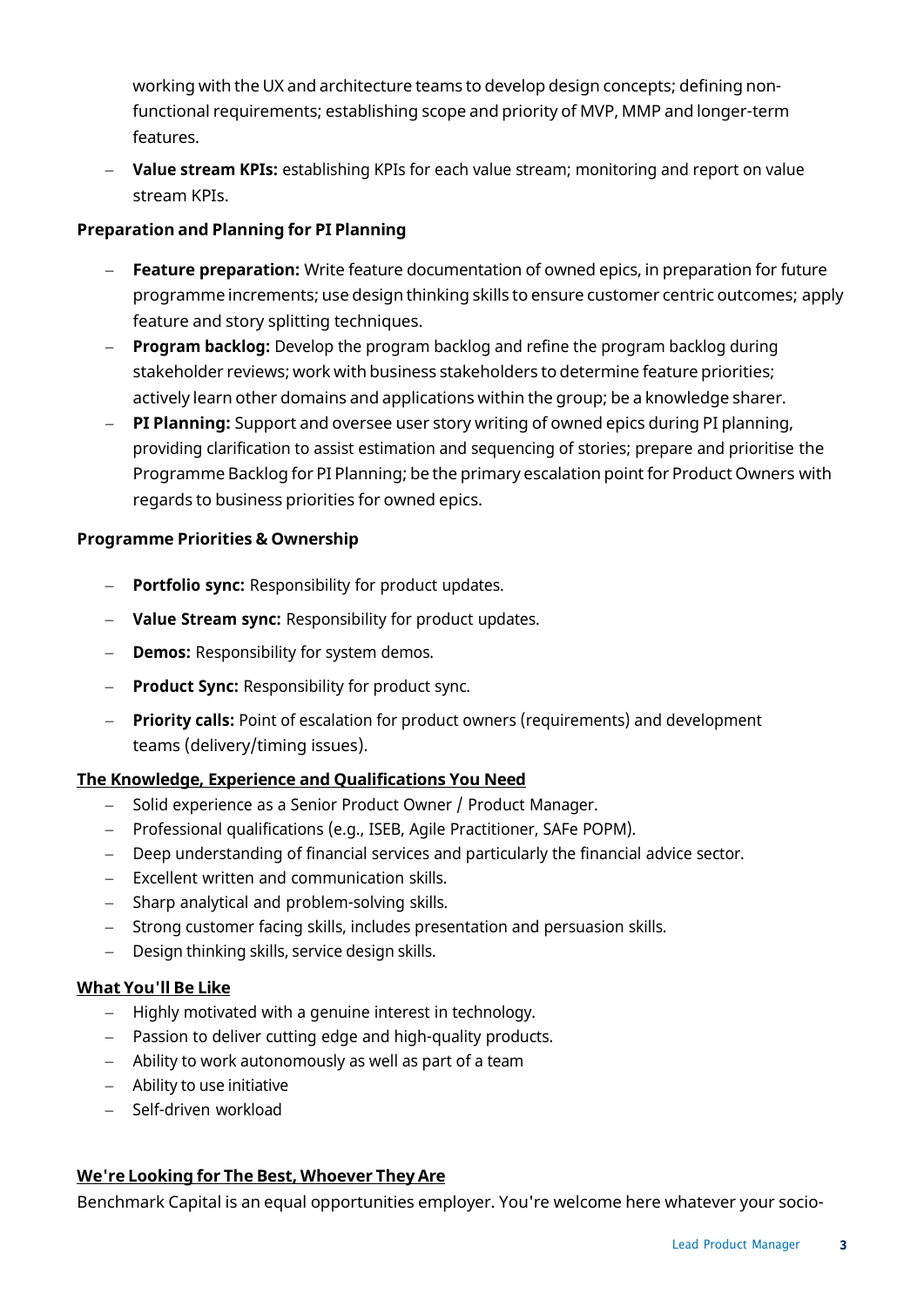working with the UX and architecture teams to develop design concepts; defining non-functional requirements; establishing scope and priority of MVP, MMP and longer-term features.

- **Value stream KPIs:** establishing KPIs for each value stream; monitoring and report on value stream KPIs.

**Preparation and Planning for PI Planning**

- **Feature preparation:** Write feature documentation of owned epics, in preparation for future programme increments; use design thinking skills to ensure customer centric outcomes; apply feature and story splitting techniques.
- **Program backlog:** Develop the program backlog and refine the program backlog during stakeholder reviews; work with business stakeholders to determine feature priorities; actively learn other domains and applications within the group; be a knowledge sharer.
- **PI Planning:** Support and oversee user story writing of owned epics during PI planning, providing clarification to assist estimation and sequencing of stories; prepare and prioritise the Programme Backlog for PI Planning; be the primary escalation point for Product Owners with regards to business priorities for owned epics.

**Programme Priorities & Ownership**

- **Portfolio sync:** Responsibility for product updates.
- **Value Stream sync:** Responsibility for product updates.
- **Demos:** Responsibility for system demos.
- **Product Sync:** Responsibility for product sync.
- **Priority calls:** Point of escalation for product owners (requirements) and development teams (delivery/timing issues).

**The Knowledge, Experience and Qualifications You Need**

- Solid experience as a Senior Product Owner / Product Manager.
- Professional qualifications (e.g., ISEB, Agile Practitioner, SAFe POPM).
- Deep understanding of financial services and particularly the financial advice sector.
- Excellent written and communication skills.
- Sharp analytical and problem-solving skills.
- Strong customer facing skills, includes presentation and persuasion skills.
- Design thinking skills, service design skills.

**What You'll Be Like**

- Highly motivated with a genuine interest in technology.
- Passion to deliver cutting edge and high-quality products.
- Ability to work autonomously as well as part of a team
- Ability to use initiative
- Self-driven workload

**We're Looking for The Best, Whoever They Are**

Benchmark Capital is an equal opportunities employer. You're welcome here whatever your socio-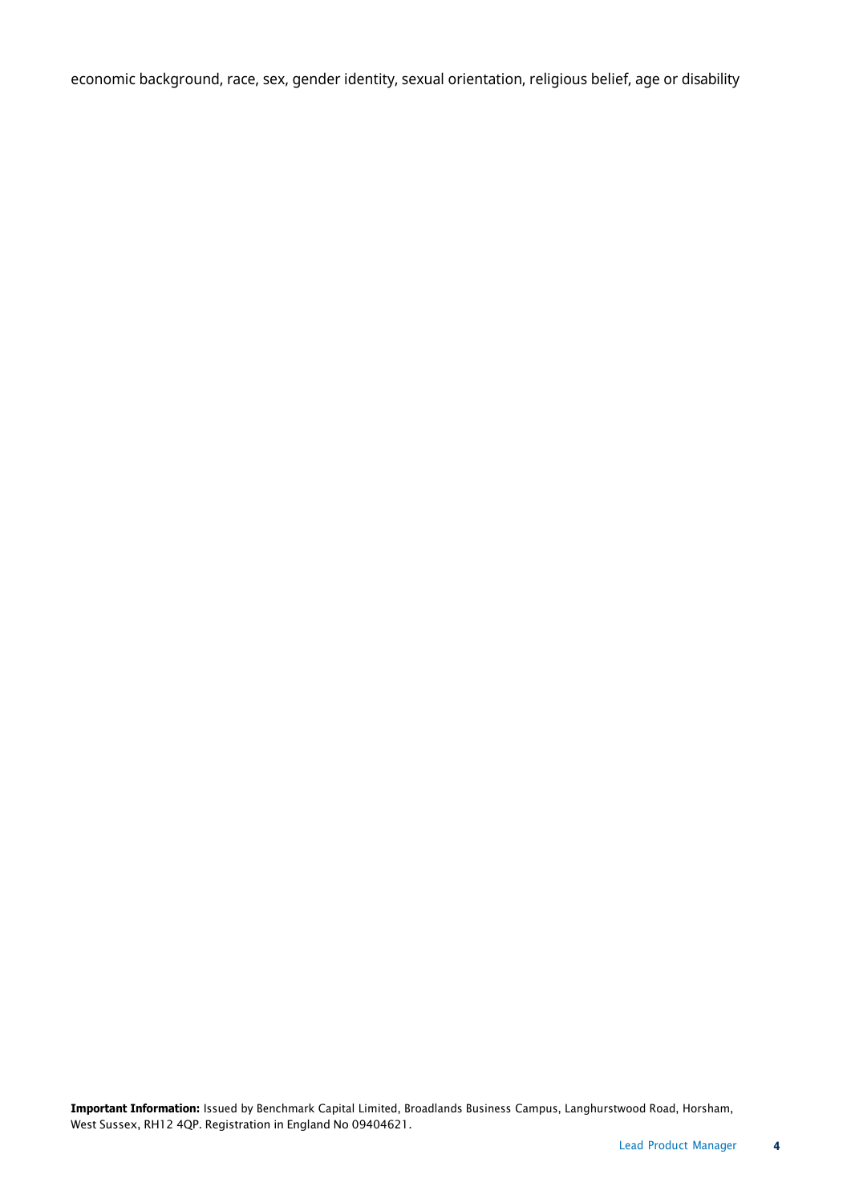economic background, race, sex, gender identity, sexual orientation, religious belief, age or disability

**Important Information:** Issued by Benchmark Capital Limited, Broadlands Business Campus, Langhurstwood Road, Horsham, West Sussex, RH12 4QP. Registration in England No 09404621.